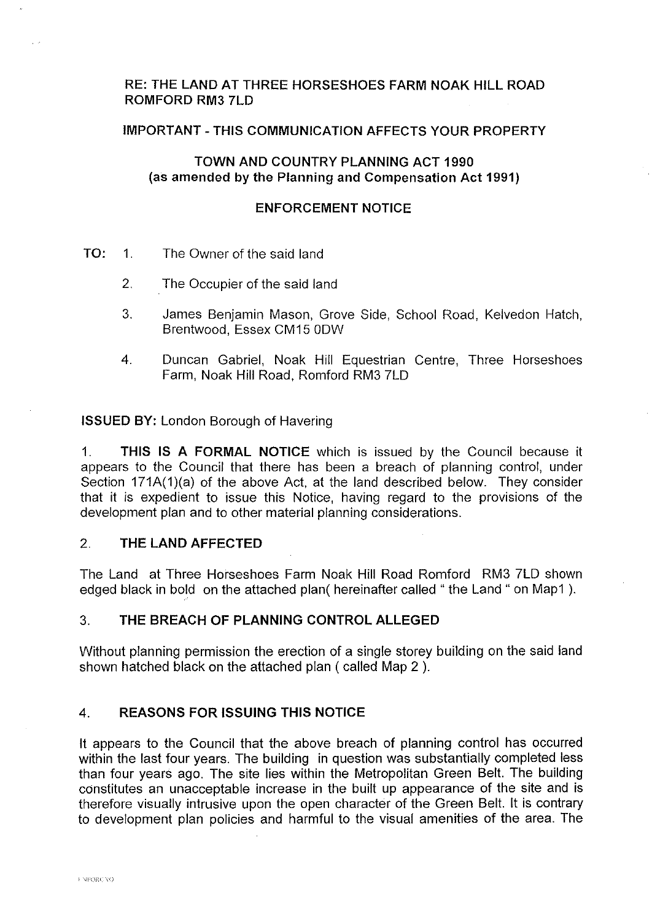**RE: THE LAND AT THREE HORSESHOES FARM NOAK HILL ROAD ROMFORD RM3 7LD**

**IMPORTANT - THIS COMMUNICATION AFFECTS YOUR PROPERTY**

**TOWN AND COUNTRY PLANNING ACT 1990**
**(as amended by the Planning and Compensation Act 1991)**

**ENFORCEMENT NOTICE**

**TO:**
1. The Owner of the said land
2. The Occupier of the said land
3. James Benjamin Mason, Grove Side, School Road, Kelvedon Hatch, Brentwood, Essex CM15 0DW
4. Duncan Gabriel, Noak Hill Equestrian Centre, Three Horseshoes Farm, Noak Hill Road, Romford RM3 7LD

**ISSUED BY:** London Borough of Havering

1. **THIS IS A FORMAL NOTICE** which is issued by the Council because it appears to the Council that there has been a breach of planning control, under Section 171A(1)(a) of the above Act, at the land described below. They consider that it is expedient to issue this Notice, having regard to the provisions of the development plan and to other material planning considerations.

## 2. THE LAND AFFECTED

The Land at Three Horseshoes Farm Noak Hill Road Romford RM3 7LD shown edged black in bold on the attached plan( hereinafter called " the Land " on Map1 ).

## 3. THE BREACH OF PLANNING CONTROL ALLEGED

Without planning permission the erection of a single storey building on the said land shown hatched black on the attached plan ( called Map 2 ).

## 4. REASONS FOR ISSUING THIS NOTICE

It appears to the Council that the above breach of planning control has occurred within the last four years. The building in question was substantially completed less than four years ago. The site lies within the Metropolitan Green Belt. The building constitutes an unacceptable increase in the built up appearance of the site and is therefore visually intrusive upon the open character of the Green Belt. It is contrary to development plan policies and harmful to the visual amenities of the area. The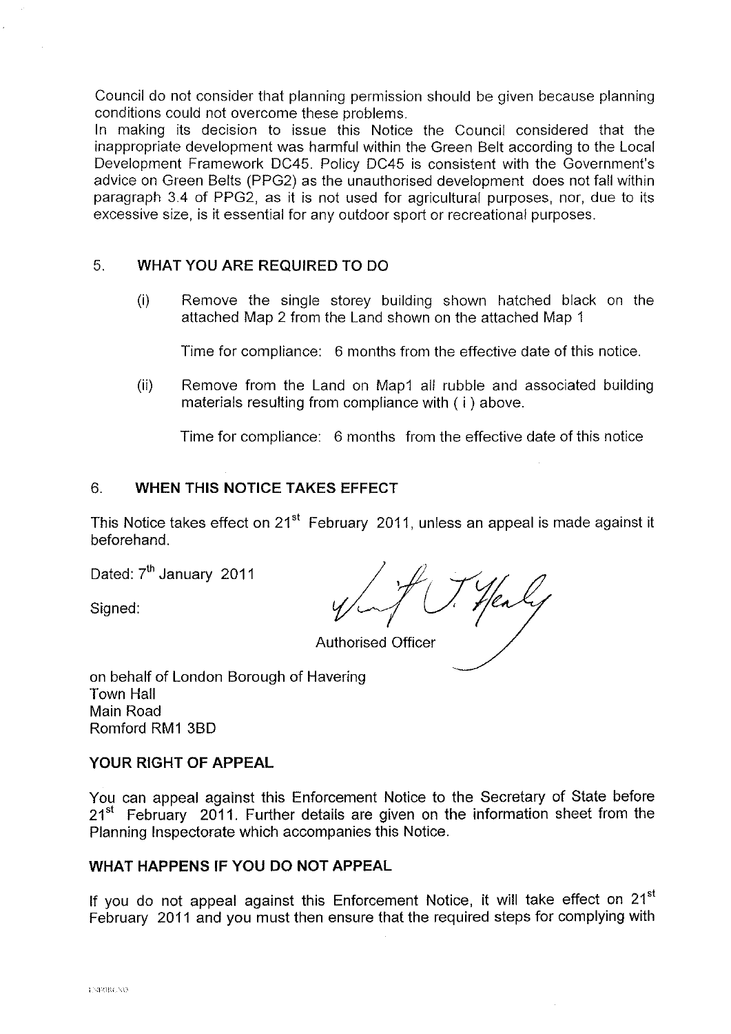Council do not consider that planning permission should be given because planning conditions could not overcome these problems.

In making its decision to issue this Notice the Council considered that the inappropriate development was harmful within the Green Belt according to the Local Development Framework DC45. Policy DC45 is consistent with the Government's advice on Green Belts (PPG2) as the unauthorised development does not fall within paragraph 3.4 of PPG2, as it is not used for agricultural purposes, nor, due to its excessive size, is it essential for any outdoor sport or recreational purposes.

## 5. WHAT YOU ARE REQUIRED TO DO

(i) Remove the single storey building shown hatched black on the attached Map 2 from the Land shown on the attached Map 1

Time for compliance: 6 months from the effective date of this notice.

(ii) Remove from the Land on Map1 all rubble and associated building materials resulting from compliance with ( i ) above.

Time for compliance: 6 months from the effective date of this notice

## 6. WHEN THIS NOTICE TAKES EFFECT

This Notice takes effect on 21st February 2011, unless an appeal is made against it beforehand.

Dated: 7th January 2011

Signed:

Authorised Officer

on behalf of London Borough of Havering
Town Hall
Main Road
Romford RM1 3BD

### YOUR RIGHT OF APPEAL

You can appeal against this Enforcement Notice to the Secretary of State before 21st February 2011. Further details are given on the information sheet from the Planning Inspectorate which accompanies this Notice.

### WHAT HAPPENS IF YOU DO NOT APPEAL

If you do not appeal against this Enforcement Notice, it will take effect on 21st February 2011 and you must then ensure that the required steps for complying with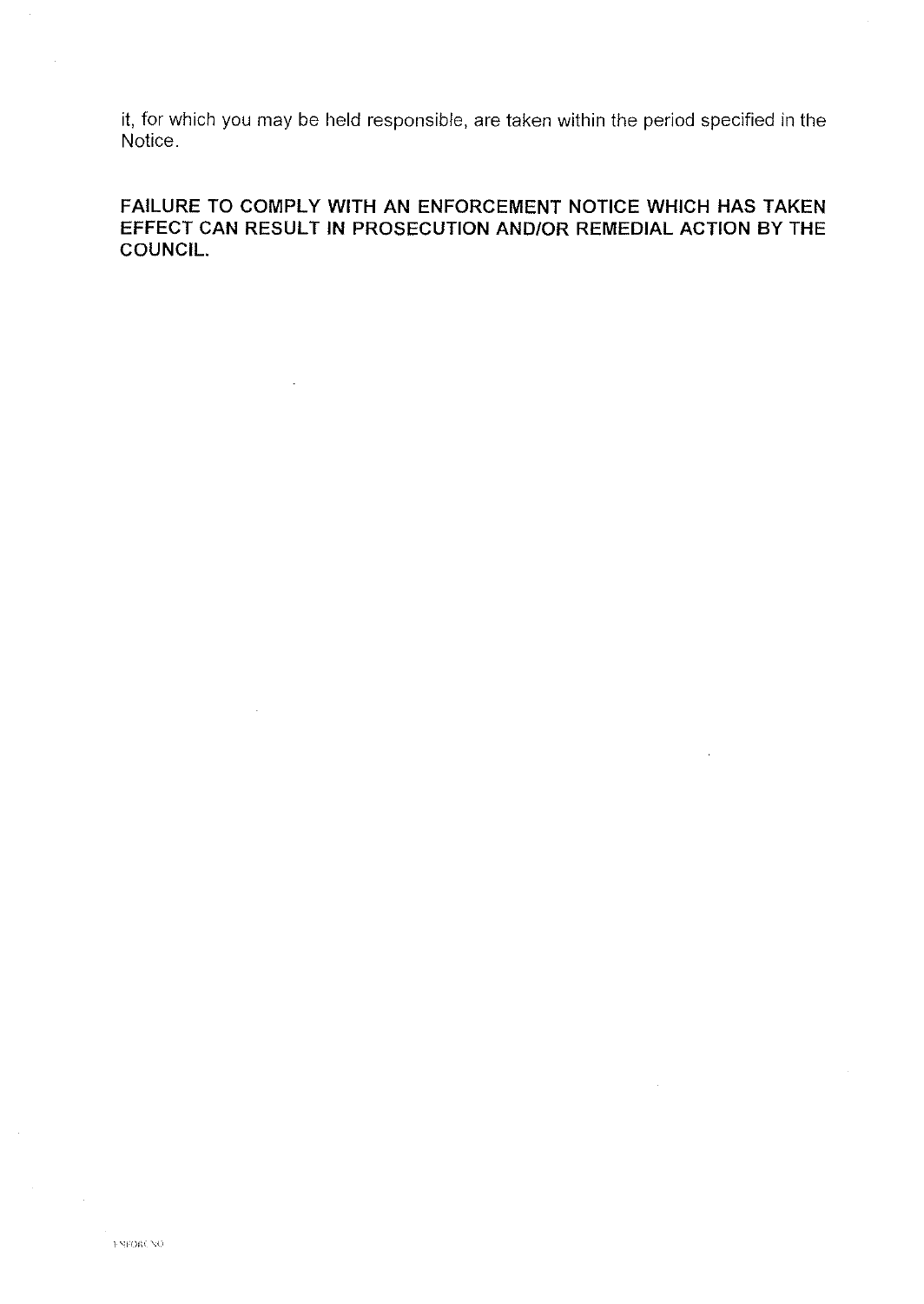it, for which you may be held responsible, are taken within the period specified in the Notice.

**FAILURE TO COMPLY WITH AN ENFORCEMENT NOTICE WHICH HAS TAKEN EFFECT CAN RESULT IN PROSECUTION AND/OR REMEDIAL ACTION BY THE COUNCIL.**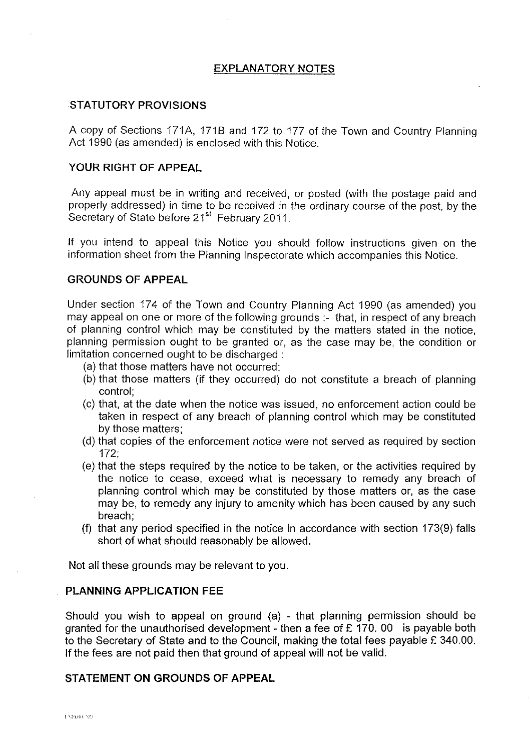## EXPLANATORY NOTES

### STATUTORY PROVISIONS

A copy of Sections 171A, 171B and 172 to 177 of the Town and Country Planning Act 1990 (as amended) is enclosed with this Notice.

### YOUR RIGHT OF APPEAL

Any appeal must be in writing and received, or posted (with the postage paid and properly addressed) in time to be received in the ordinary course of the post, by the Secretary of State before 21st February 2011.

If you intend to appeal this Notice you should follow instructions given on the information sheet from the Planning Inspectorate which accompanies this Notice.

### GROUNDS OF APPEAL

Under section 174 of the Town and Country Planning Act 1990 (as amended) you may appeal on one or more of the following grounds :- that, in respect of any breach of planning control which may be constituted by the matters stated in the notice, planning permission ought to be granted or, as the case may be, the condition or limitation concerned ought to be discharged :

(a) that those matters have not occurred;
(b) that those matters (if they occurred) do not constitute a breach of planning control;
(c) that, at the date when the notice was issued, no enforcement action could be taken in respect of any breach of planning control which may be constituted by those matters;
(d) that copies of the enforcement notice were not served as required by section 172;
(e) that the steps required by the notice to be taken, or the activities required by the notice to cease, exceed what is necessary to remedy any breach of planning control which may be constituted by those matters or, as the case may be, to remedy any injury to amenity which has been caused by any such breach;
(f) that any period specified in the notice in accordance with section 173(9) falls short of what should reasonably be allowed.

Not all these grounds may be relevant to you.

### PLANNING APPLICATION FEE

Should you wish to appeal on ground (a) - that planning permission should be granted for the unauthorised development - then a fee of £ 170. 00 is payable both to the Secretary of State and to the Council, making the total fees payable £ 340.00. If the fees are not paid then that ground of appeal will not be valid.

### STATEMENT ON GROUNDS OF APPEAL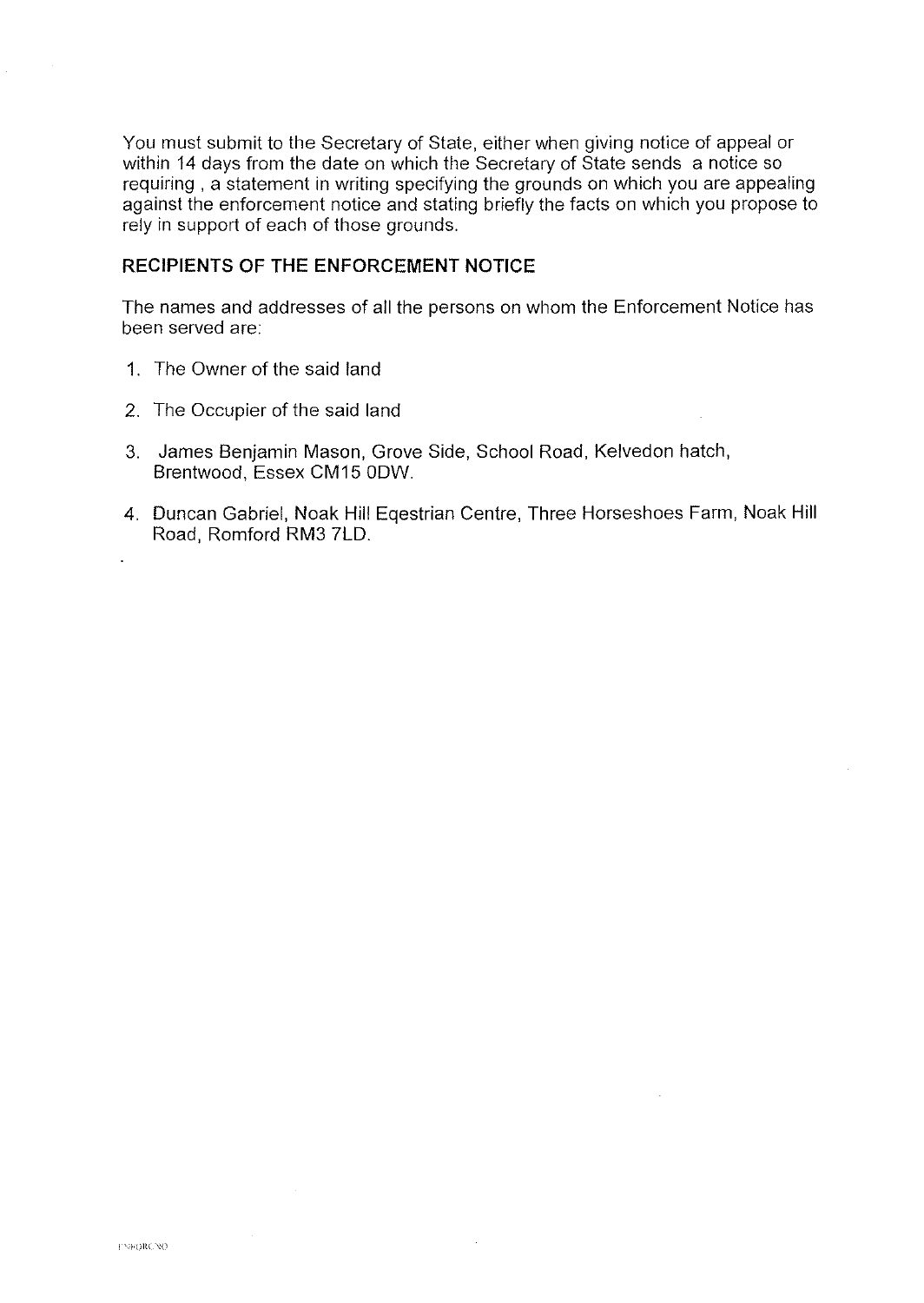You must submit to the Secretary of State, either when giving notice of appeal or within 14 days from the date on which the Secretary of State sends a notice so requiring , a statement in writing specifying the grounds on which you are appealing against the enforcement notice and stating briefly the facts on which you propose to rely in support of each of those grounds.

## RECIPIENTS OF THE ENFORCEMENT NOTICE

The names and addresses of all the persons on whom the Enforcement Notice has been served are:

1. The Owner of the said land
2. The Occupier of the said land
3. James Benjamin Mason, Grove Side, School Road, Kelvedon hatch, Brentwood, Essex CM15 0DW.
4. Duncan Gabriel, Noak Hill Eqestrian Centre, Three Horseshoes Farm, Noak Hill Road, Romford RM3 7LD.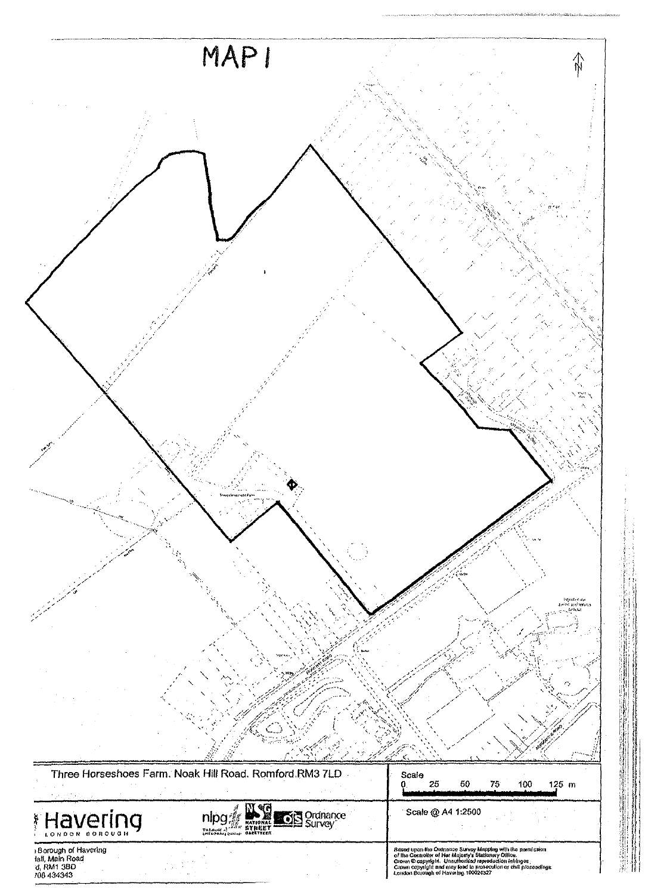# MAP 1

Three Horseshoes Farm. Noak Hill Road. Romford.RM3 7LD

Scale

0 25 50 75 100 125 m

Scale @ A4 1:2500

Havering

LONDON BOROUGH

nlpg NATIONAL STREET GAZETTEER Ordnance Survey

Borough of Havering
Hall, Main Road
d, RM1 3BD
708 434343

Based upon the Ordnance Survey Mapping with the permission of the Controller of Her Majesty's Stationery Office.
Crown © copyright. Unauthorised reproduction infringes Crown copyright and may lead to prosecution or civil proceedings.
London Borough of Havering 100024327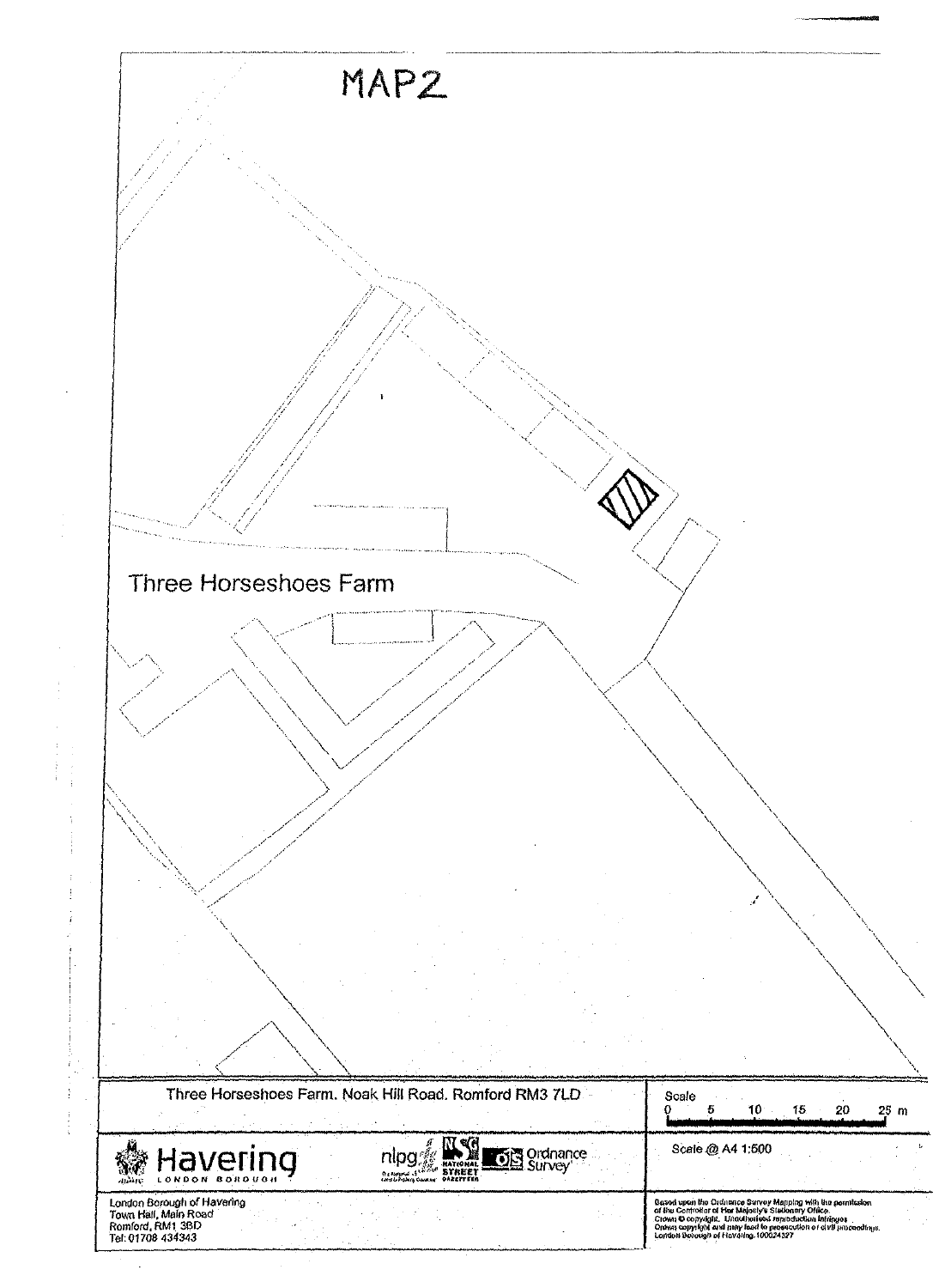# MAP2

Three Horseshoes Farm

Three Horseshoes Farm, Noak Hill Road, Romford RM3 7LD

Scale

0 5 10 15 20 25 m

Scale @ A4 1:500

Havering

LONDON BOROUGH

nlpg

NATIONAL STREET GAZETTEER

Ordnance Survey

London Borough of Havering
Town Hall, Main Road
Romford, RM1 3BD
Tel: 01708 434343

Based upon the Ordnance Survey Mapping with the permission of the Controller of Her Majesty's Stationery Office. Crown © copyright. Unauthorised reproduction infringes Crown copyright and may lead to prosecution or civil proceedings. London Borough of Havering 100024327